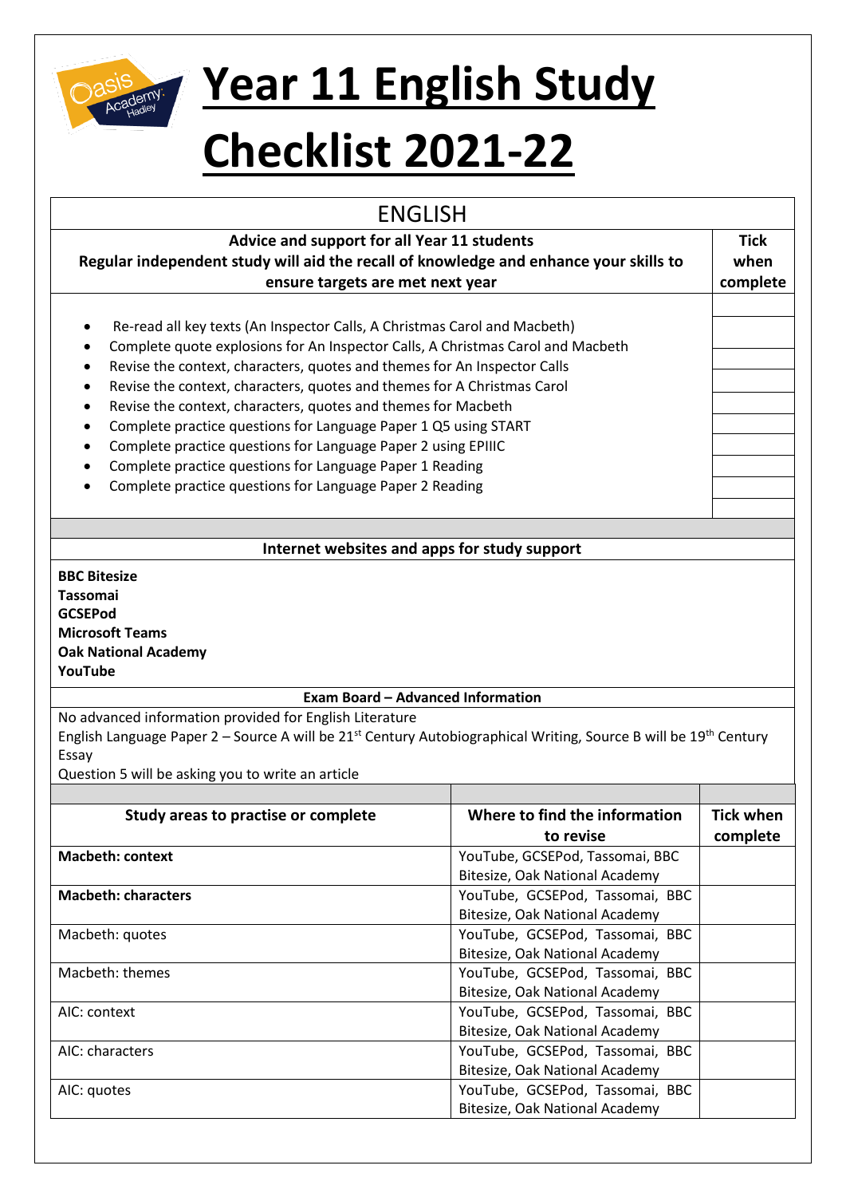# Year 11 English Study Checklist 2021-22

## ENGLISH

| Advice and support for all Year 11 students<br>Regular independent study will aid the recall of knowledge and enhance your skills to ensure targets are met next year | Tick when complete |
|---|---|
| • Re-read all key texts (An Inspector Calls, A Christmas Carol and Macbeth) | |
| • Complete quote explosions for An Inspector Calls, A Christmas Carol and Macbeth | |
| • Revise the context, characters, quotes and themes for An Inspector Calls | |
| • Revise the context, characters, quotes and themes for A Christmas Carol | |
| • Revise the context, characters, quotes and themes for Macbeth | |
| • Complete practice questions for Language Paper 1 Q5 using START | |
| • Complete practice questions for Language Paper 2 using EPIIIC | |
| • Complete practice questions for Language Paper 1 Reading | |
| • Complete practice questions for Language Paper 2 Reading | |

**Internet websites and apps for study support**

**BBC Bitesize**
**Tassomai**
**GCSEPod**
**Microsoft Teams**
**Oak National Academy**
**YouTube**

**Exam Board – Advanced Information**

No advanced information provided for English Literature
English Language Paper 2 – Source A will be 21st Century Autobiographical Writing, Source B will be 19th Century Essay
Question 5 will be asking you to write an article

| Study areas to practise or complete | Where to find the information to revise | Tick when complete |
|---|---|---|
| **Macbeth: context** | YouTube, GCSEPod, Tassomai, BBC Bitesize, Oak National Academy | |
| **Macbeth: characters** | YouTube, GCSEPod, Tassomai, BBC Bitesize, Oak National Academy | |
| Macbeth: quotes | YouTube, GCSEPod, Tassomai, BBC Bitesize, Oak National Academy | |
| Macbeth: themes | YouTube, GCSEPod, Tassomai, BBC Bitesize, Oak National Academy | |
| AIC: context | YouTube, GCSEPod, Tassomai, BBC Bitesize, Oak National Academy | |
| AIC: characters | YouTube, GCSEPod, Tassomai, BBC Bitesize, Oak National Academy | |
| AIC: quotes | YouTube, GCSEPod, Tassomai, BBC Bitesize, Oak National Academy | |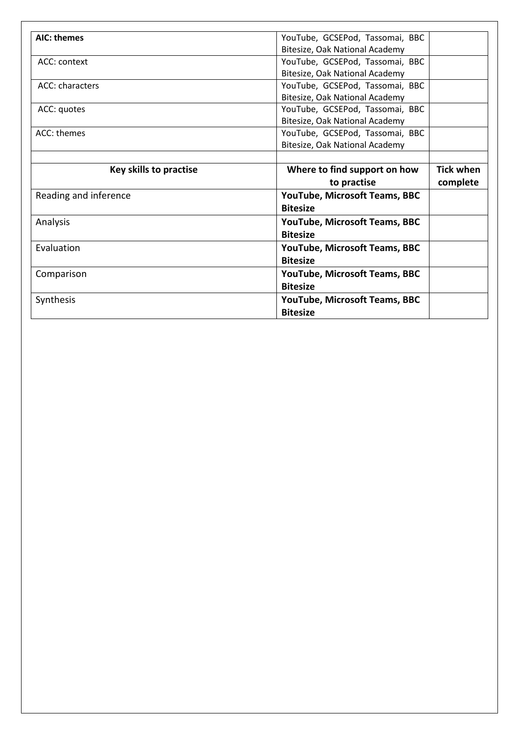| | | |
|---|---|---|
| **AIC: themes** | YouTube, GCSEPod, Tassomai, BBC Bitesize, Oak National Academy | |
| ACC: context | YouTube, GCSEPod, Tassomai, BBC Bitesize, Oak National Academy | |
| ACC: characters | YouTube, GCSEPod, Tassomai, BBC Bitesize, Oak National Academy | |
| ACC: quotes | YouTube, GCSEPod, Tassomai, BBC Bitesize, Oak National Academy | |
| ACC: themes | YouTube, GCSEPod, Tassomai, BBC Bitesize, Oak National Academy | |
| | | |
| **Key skills to practise** | **Where to find support on how to practise** | **Tick when complete** |
| Reading and inference | **YouTube, Microsoft Teams, BBC Bitesize** | |
| Analysis | **YouTube, Microsoft Teams, BBC Bitesize** | |
| Evaluation | **YouTube, Microsoft Teams, BBC Bitesize** | |
| Comparison | **YouTube, Microsoft Teams, BBC Bitesize** | |
| Synthesis | **YouTube, Microsoft Teams, BBC Bitesize** | |